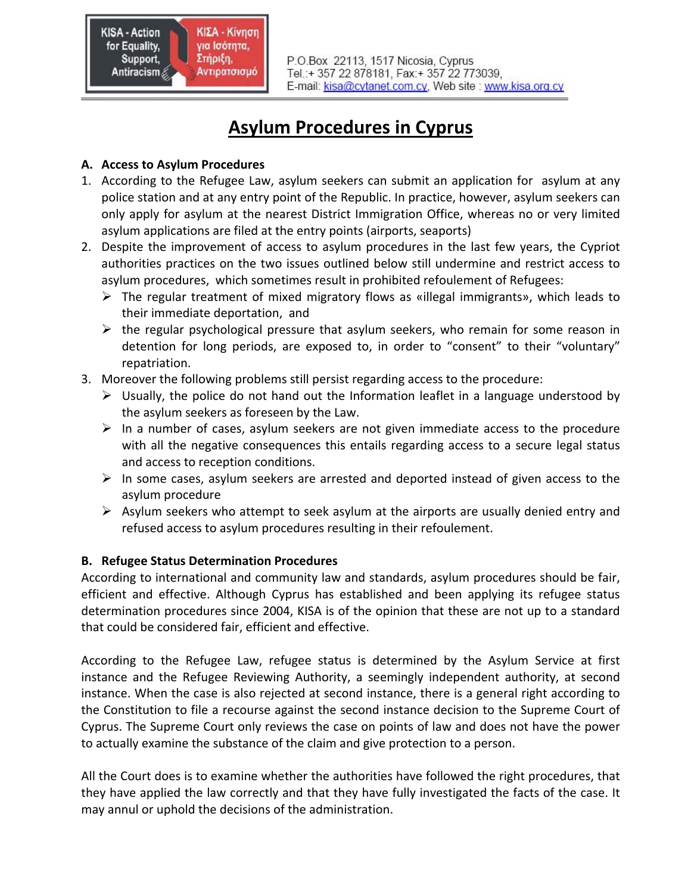KISA - Action for Equality, Support, Antiracism | ΚΙΣΑ - Κίνηση για Ισότητα, Στήριξη, Αντιρατσισμό

P.O.Box 22113, 1517 Nicosia, Cyprus
Tel.:+ 357 22 878181, Fax:+ 357 22 773039,
E-mail: kisa@cytanet.com.cy, Web site : www.kisa.org.cy

# Asylum Procedures in Cyprus

## A. Access to Asylum Procedures

1. According to the Refugee Law, asylum seekers can submit an application for asylum at any police station and at any entry point of the Republic. In practice, however, asylum seekers can only apply for asylum at the nearest District Immigration Office, whereas no or very limited asylum applications are filed at the entry points (airports, seaports)
2. Despite the improvement of access to asylum procedures in the last few years, the Cypriot authorities practices on the two issues outlined below still undermine and restrict access to asylum procedures, which sometimes result in prohibited refoulement of Refugees:
   - The regular treatment of mixed migratory flows as «illegal immigrants», which leads to their immediate deportation, and
   - the regular psychological pressure that asylum seekers, who remain for some reason in detention for long periods, are exposed to, in order to "consent" to their "voluntary" repatriation.
3. Moreover the following problems still persist regarding access to the procedure:
   - Usually, the police do not hand out the Information leaflet in a language understood by the asylum seekers as foreseen by the Law.
   - In a number of cases, asylum seekers are not given immediate access to the procedure with all the negative consequences this entails regarding access to a secure legal status and access to reception conditions.
   - In some cases, asylum seekers are arrested and deported instead of given access to the asylum procedure
   - Asylum seekers who attempt to seek asylum at the airports are usually denied entry and refused access to asylum procedures resulting in their refoulement.

## B. Refugee Status Determination Procedures

According to international and community law and standards, asylum procedures should be fair, efficient and effective. Although Cyprus has established and been applying its refugee status determination procedures since 2004, KISA is of the opinion that these are not up to a standard that could be considered fair, efficient and effective.

According to the Refugee Law, refugee status is determined by the Asylum Service at first instance and the Refugee Reviewing Authority, a seemingly independent authority, at second instance. When the case is also rejected at second instance, there is a general right according to the Constitution to file a recourse against the second instance decision to the Supreme Court of Cyprus. The Supreme Court only reviews the case on points of law and does not have the power to actually examine the substance of the claim and give protection to a person.

All the Court does is to examine whether the authorities have followed the right procedures, that they have applied the law correctly and that they have fully investigated the facts of the case. It may annul or uphold the decisions of the administration.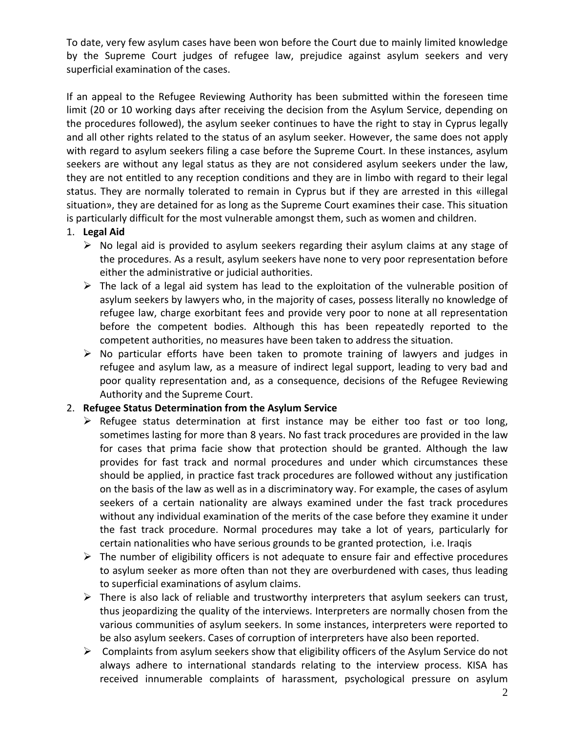To date, very few asylum cases have been won before the Court due to mainly limited knowledge by the Supreme Court judges of refugee law, prejudice against asylum seekers and very superficial examination of the cases.

If an appeal to the Refugee Reviewing Authority has been submitted within the foreseen time limit (20 or 10 working days after receiving the decision from the Asylum Service, depending on the procedures followed), the asylum seeker continues to have the right to stay in Cyprus legally and all other rights related to the status of an asylum seeker. However, the same does not apply with regard to asylum seekers filing a case before the Supreme Court. In these instances, asylum seekers are without any legal status as they are not considered asylum seekers under the law, they are not entitled to any reception conditions and they are in limbo with regard to their legal status. They are normally tolerated to remain in Cyprus but if they are arrested in this «illegal situation», they are detained for as long as the Supreme Court examines their case. This situation is particularly difficult for the most vulnerable amongst them, such as women and children.

1. **Legal Aid**
   - No legal aid is provided to asylum seekers regarding their asylum claims at any stage of the procedures. As a result, asylum seekers have none to very poor representation before either the administrative or judicial authorities.
   - The lack of a legal aid system has lead to the exploitation of the vulnerable position of asylum seekers by lawyers who, in the majority of cases, possess literally no knowledge of refugee law, charge exorbitant fees and provide very poor to none at all representation before the competent bodies. Although this has been repeatedly reported to the competent authorities, no measures have been taken to address the situation.
   - No particular efforts have been taken to promote training of lawyers and judges in refugee and asylum law, as a measure of indirect legal support, leading to very bad and poor quality representation and, as a consequence, decisions of the Refugee Reviewing Authority and the Supreme Court.
2. **Refugee Status Determination from the Asylum Service**
   - Refugee status determination at first instance may be either too fast or too long, sometimes lasting for more than 8 years. No fast track procedures are provided in the law for cases that prima facie show that protection should be granted. Although the law provides for fast track and normal procedures and under which circumstances these should be applied, in practice fast track procedures are followed without any justification on the basis of the law as well as in a discriminatory way. For example, the cases of asylum seekers of a certain nationality are always examined under the fast track procedures without any individual examination of the merits of the case before they examine it under the fast track procedure. Normal procedures may take a lot of years, particularly for certain nationalities who have serious grounds to be granted protection, i.e. Iraqis
   - The number of eligibility officers is not adequate to ensure fair and effective procedures to asylum seeker as more often than not they are overburdened with cases, thus leading to superficial examinations of asylum claims.
   - There is also lack of reliable and trustworthy interpreters that asylum seekers can trust, thus jeopardizing the quality of the interviews. Interpreters are normally chosen from the various communities of asylum seekers. In some instances, interpreters were reported to be also asylum seekers. Cases of corruption of interpreters have also been reported.
   - Complaints from asylum seekers show that eligibility officers of the Asylum Service do not always adhere to international standards relating to the interview process. KISA has received innumerable complaints of harassment, psychological pressure on asylum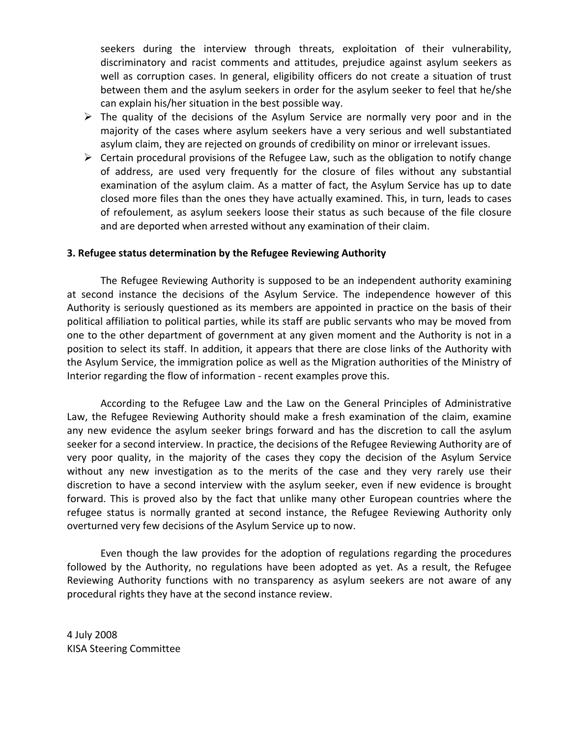seekers during the interview through threats, exploitation of their vulnerability, discriminatory and racist comments and attitudes, prejudice against asylum seekers as well as corruption cases. In general, eligibility officers do not create a situation of trust between them and the asylum seekers in order for the asylum seeker to feel that he/she can explain his/her situation in the best possible way.

- The quality of the decisions of the Asylum Service are normally very poor and in the majority of the cases where asylum seekers have a very serious and well substantiated asylum claim, they are rejected on grounds of credibility on minor or irrelevant issues.
- Certain procedural provisions of the Refugee Law, such as the obligation to notify change of address, are used very frequently for the closure of files without any substantial examination of the asylum claim. As a matter of fact, the Asylum Service has up to date closed more files than the ones they have actually examined. This, in turn, leads to cases of refoulement, as asylum seekers loose their status as such because of the file closure and are deported when arrested without any examination of their claim.

**3. Refugee status determination by the Refugee Reviewing Authority**

The Refugee Reviewing Authority is supposed to be an independent authority examining at second instance the decisions of the Asylum Service. The independence however of this Authority is seriously questioned as its members are appointed in practice on the basis of their political affiliation to political parties, while its staff are public servants who may be moved from one to the other department of government at any given moment and the Authority is not in a position to select its staff. In addition, it appears that there are close links of the Authority with the Asylum Service, the immigration police as well as the Migration authorities of the Ministry of Interior regarding the flow of information - recent examples prove this.

According to the Refugee Law and the Law on the General Principles of Administrative Law, the Refugee Reviewing Authority should make a fresh examination of the claim, examine any new evidence the asylum seeker brings forward and has the discretion to call the asylum seeker for a second interview. In practice, the decisions of the Refugee Reviewing Authority are of very poor quality, in the majority of the cases they copy the decision of the Asylum Service without any new investigation as to the merits of the case and they very rarely use their discretion to have a second interview with the asylum seeker, even if new evidence is brought forward. This is proved also by the fact that unlike many other European countries where the refugee status is normally granted at second instance, the Refugee Reviewing Authority only overturned very few decisions of the Asylum Service up to now.

Even though the law provides for the adoption of regulations regarding the procedures followed by the Authority, no regulations have been adopted as yet. As a result, the Refugee Reviewing Authority functions with no transparency as asylum seekers are not aware of any procedural rights they have at the second instance review.

4 July 2008
KISA Steering Committee